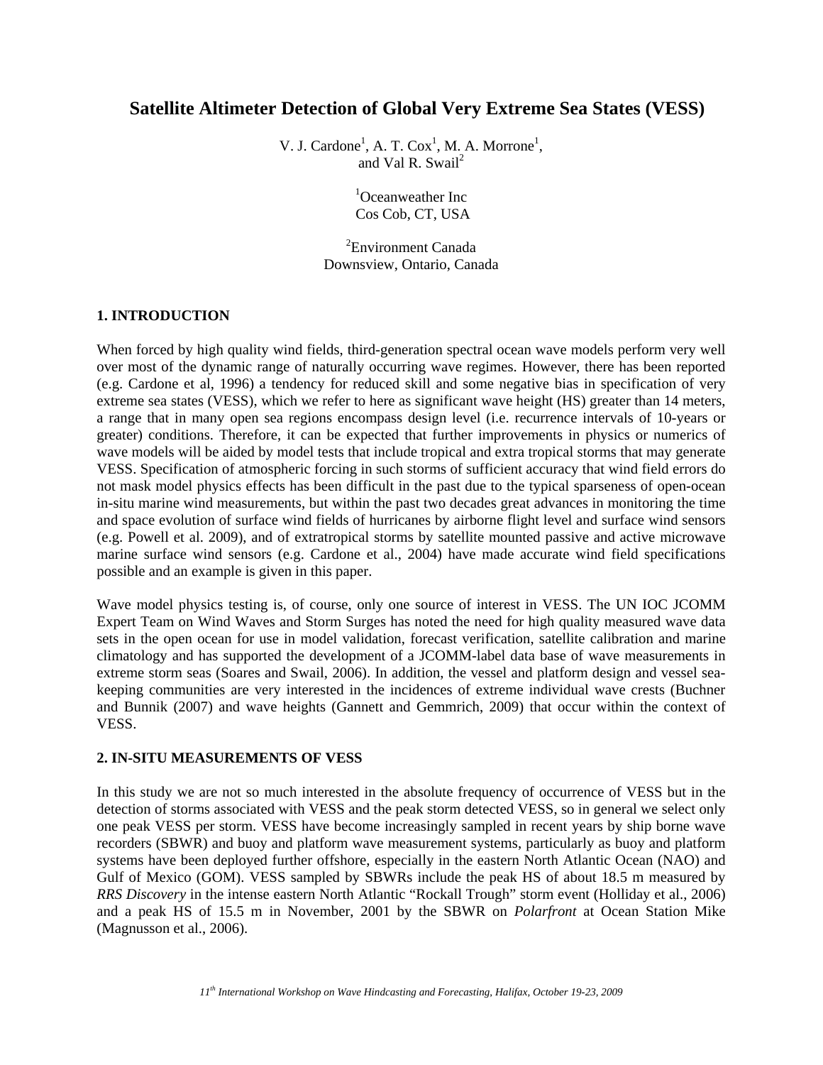# Satellite Altimeter Detection of Global Very Extreme Sea States (VESS)

V. J. Cardone[1], A. T. Cox[1], M. A. Morrone[1], and Val R. Swail[2]

[1]Oceanweather Inc
Cos Cob, CT, USA

[2]Environment Canada
Downsview, Ontario, Canada

## 1. INTRODUCTION

When forced by high quality wind fields, third-generation spectral ocean wave models perform very well over most of the dynamic range of naturally occurring wave regimes. However, there has been reported (e.g. Cardone et al, 1996) a tendency for reduced skill and some negative bias in specification of very extreme sea states (VESS), which we refer to here as significant wave height (HS) greater than 14 meters, a range that in many open sea regions encompass design level (i.e. recurrence intervals of 10-years or greater) conditions. Therefore, it can be expected that further improvements in physics or numerics of wave models will be aided by model tests that include tropical and extra tropical storms that may generate VESS. Specification of atmospheric forcing in such storms of sufficient accuracy that wind field errors do not mask model physics effects has been difficult in the past due to the typical sparseness of open-ocean in-situ marine wind measurements, but within the past two decades great advances in monitoring the time and space evolution of surface wind fields of hurricanes by airborne flight level and surface wind sensors (e.g. Powell et al. 2009), and of extratropical storms by satellite mounted passive and active microwave marine surface wind sensors (e.g. Cardone et al., 2004) have made accurate wind field specifications possible and an example is given in this paper.

Wave model physics testing is, of course, only one source of interest in VESS. The UN IOC JCOMM Expert Team on Wind Waves and Storm Surges has noted the need for high quality measured wave data sets in the open ocean for use in model validation, forecast verification, satellite calibration and marine climatology and has supported the development of a JCOMM-label data base of wave measurements in extreme storm seas (Soares and Swail, 2006). In addition, the vessel and platform design and vessel sea-keeping communities are very interested in the incidences of extreme individual wave crests (Buchner and Bunnik (2007) and wave heights (Gannett and Gemmrich, 2009) that occur within the context of VESS.

## 2. IN-SITU MEASUREMENTS OF VESS

In this study we are not so much interested in the absolute frequency of occurrence of VESS but in the detection of storms associated with VESS and the peak storm detected VESS, so in general we select only one peak VESS per storm. VESS have become increasingly sampled in recent years by ship borne wave recorders (SBWR) and buoy and platform wave measurement systems, particularly as buoy and platform systems have been deployed further offshore, especially in the eastern North Atlantic Ocean (NAO) and Gulf of Mexico (GOM). VESS sampled by SBWRs include the peak HS of about 18.5 m measured by *RRS Discovery* in the intense eastern North Atlantic "Rockall Trough" storm event (Holliday et al., 2006) and a peak HS of 15.5 m in November, 2001 by the SBWR on *Polarfront* at Ocean Station Mike (Magnusson et al., 2006).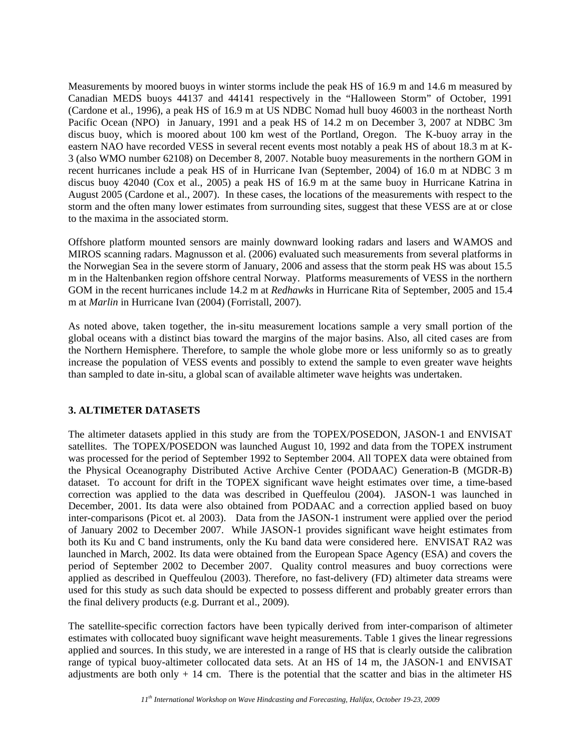Measurements by moored buoys in winter storms include the peak HS of 16.9 m and 14.6 m measured by Canadian MEDS buoys 44137 and 44141 respectively in the "Halloween Storm" of October, 1991 (Cardone et al., 1996), a peak HS of 16.9 m at US NDBC Nomad hull buoy 46003 in the northeast North Pacific Ocean (NPO) in January, 1991 and a peak HS of 14.2 m on December 3, 2007 at NDBC 3m discus buoy, which is moored about 100 km west of the Portland, Oregon. The K-buoy array in the eastern NAO have recorded VESS in several recent events most notably a peak HS of about 18.3 m at K-3 (also WMO number 62108) on December 8, 2007. Notable buoy measurements in the northern GOM in recent hurricanes include a peak HS of in Hurricane Ivan (September, 2004) of 16.0 m at NDBC 3 m discus buoy 42040 (Cox et al., 2005) a peak HS of 16.9 m at the same buoy in Hurricane Katrina in August 2005 (Cardone et al., 2007). In these cases, the locations of the measurements with respect to the storm and the often many lower estimates from surrounding sites, suggest that these VESS are at or close to the maxima in the associated storm.

Offshore platform mounted sensors are mainly downward looking radars and lasers and WAMOS and MIROS scanning radars. Magnusson et al. (2006) evaluated such measurements from several platforms in the Norwegian Sea in the severe storm of January, 2006 and assess that the storm peak HS was about 15.5 m in the Haltenbanken region offshore central Norway. Platforms measurements of VESS in the northern GOM in the recent hurricanes include 14.2 m at *Redhawks* in Hurricane Rita of September, 2005 and 15.4 m at *Marlin* in Hurricane Ivan (2004) (Forristall, 2007).

As noted above, taken together, the in-situ measurement locations sample a very small portion of the global oceans with a distinct bias toward the margins of the major basins. Also, all cited cases are from the Northern Hemisphere. Therefore, to sample the whole globe more or less uniformly so as to greatly increase the population of VESS events and possibly to extend the sample to even greater wave heights than sampled to date in-situ, a global scan of available altimeter wave heights was undertaken.

## 3. ALTIMETER DATASETS

The altimeter datasets applied in this study are from the TOPEX/POSEDON, JASON-1 and ENVISAT satellites. The TOPEX/POSEDON was launched August 10, 1992 and data from the TOPEX instrument was processed for the period of September 1992 to September 2004. All TOPEX data were obtained from the Physical Oceanography Distributed Active Archive Center (PODAAC) Generation-B (MGDR-B) dataset. To account for drift in the TOPEX significant wave height estimates over time, a time-based correction was applied to the data was described in Queffeulou (2004). JASON-1 was launched in December, 2001. Its data were also obtained from PODAAC and a correction applied based on buoy inter-comparisons (Picot et. al 2003). Data from the JASON-1 instrument were applied over the period of January 2002 to December 2007. While JASON-1 provides significant wave height estimates from both its Ku and C band instruments, only the Ku band data were considered here. ENVISAT RA2 was launched in March, 2002. Its data were obtained from the European Space Agency (ESA) and covers the period of September 2002 to December 2007. Quality control measures and buoy corrections were applied as described in Queffeulou (2003). Therefore, no fast-delivery (FD) altimeter data streams were used for this study as such data should be expected to possess different and probably greater errors than the final delivery products (e.g. Durrant et al., 2009).

The satellite-specific correction factors have been typically derived from inter-comparison of altimeter estimates with collocated buoy significant wave height measurements. Table 1 gives the linear regressions applied and sources. In this study, we are interested in a range of HS that is clearly outside the calibration range of typical buoy-altimeter collocated data sets. At an HS of 14 m, the JASON-1 and ENVISAT adjustments are both only + 14 cm. There is the potential that the scatter and bias in the altimeter HS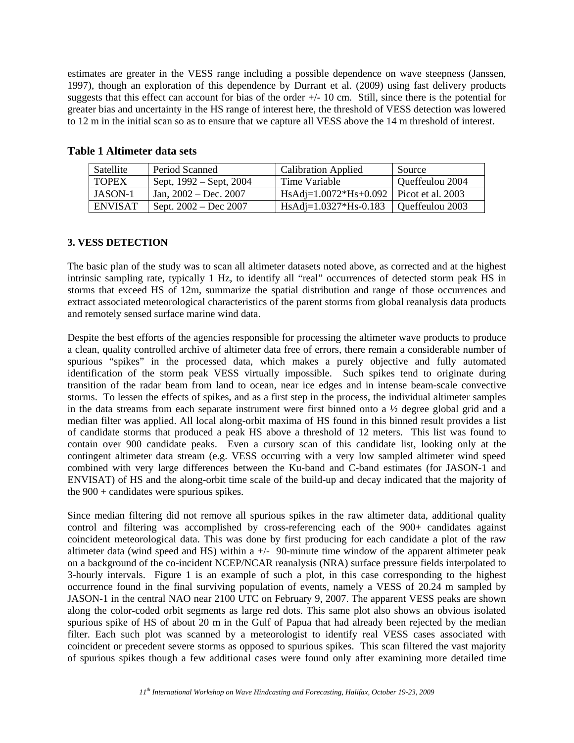estimates are greater in the VESS range including a possible dependence on wave steepness (Janssen, 1997), though an exploration of this dependence by Durrant et al. (2009) using fast delivery products suggests that this effect can account for bias of the order +/- 10 cm. Still, since there is the potential for greater bias and uncertainty in the HS range of interest here, the threshold of VESS detection was lowered to 12 m in the initial scan so as to ensure that we capture all VESS above the 14 m threshold of interest.

**Table 1 Altimeter data sets**

| Satellite | Period Scanned | Calibration Applied | Source |
|---|---|---|---|
| TOPEX | Sept, 1992 – Sept, 2004 | Time Variable | Queffeulou 2004 |
| JASON-1 | Jan, 2002 – Dec. 2007 | HsAdj=1.0072*Hs+0.092 | Picot et al. 2003 |
| ENVISAT | Sept. 2002 – Dec 2007 | HsAdj=1.0327*Hs-0.183 | Queffeulou 2003 |

## 3. VESS DETECTION

The basic plan of the study was to scan all altimeter datasets noted above, as corrected and at the highest intrinsic sampling rate, typically 1 Hz, to identify all "real" occurrences of detected storm peak HS in storms that exceed HS of 12m, summarize the spatial distribution and range of those occurrences and extract associated meteorological characteristics of the parent storms from global reanalysis data products and remotely sensed surface marine wind data.

Despite the best efforts of the agencies responsible for processing the altimeter wave products to produce a clean, quality controlled archive of altimeter data free of errors, there remain a considerable number of spurious "spikes" in the processed data, which makes a purely objective and fully automated identification of the storm peak VESS virtually impossible. Such spikes tend to originate during transition of the radar beam from land to ocean, near ice edges and in intense beam-scale convective storms. To lessen the effects of spikes, and as a first step in the process, the individual altimeter samples in the data streams from each separate instrument were first binned onto a ½ degree global grid and a median filter was applied. All local along-orbit maxima of HS found in this binned result provides a list of candidate storms that produced a peak HS above a threshold of 12 meters. This list was found to contain over 900 candidate peaks. Even a cursory scan of this candidate list, looking only at the contingent altimeter data stream (e.g. VESS occurring with a very low sampled altimeter wind speed combined with very large differences between the Ku-band and C-band estimates (for JASON-1 and ENVISAT) of HS and the along-orbit time scale of the build-up and decay indicated that the majority of the 900 + candidates were spurious spikes.

Since median filtering did not remove all spurious spikes in the raw altimeter data, additional quality control and filtering was accomplished by cross-referencing each of the 900+ candidates against coincident meteorological data. This was done by first producing for each candidate a plot of the raw altimeter data (wind speed and HS) within a +/- 90-minute time window of the apparent altimeter peak on a background of the co-incident NCEP/NCAR reanalysis (NRA) surface pressure fields interpolated to 3-hourly intervals. Figure 1 is an example of such a plot, in this case corresponding to the highest occurrence found in the final surviving population of events, namely a VESS of 20.24 m sampled by JASON-1 in the central NAO near 2100 UTC on February 9, 2007. The apparent VESS peaks are shown along the color-coded orbit segments as large red dots. This same plot also shows an obvious isolated spurious spike of HS of about 20 m in the Gulf of Papua that had already been rejected by the median filter. Each such plot was scanned by a meteorologist to identify real VESS cases associated with coincident or precedent severe storms as opposed to spurious spikes. This scan filtered the vast majority of spurious spikes though a few additional cases were found only after examining more detailed time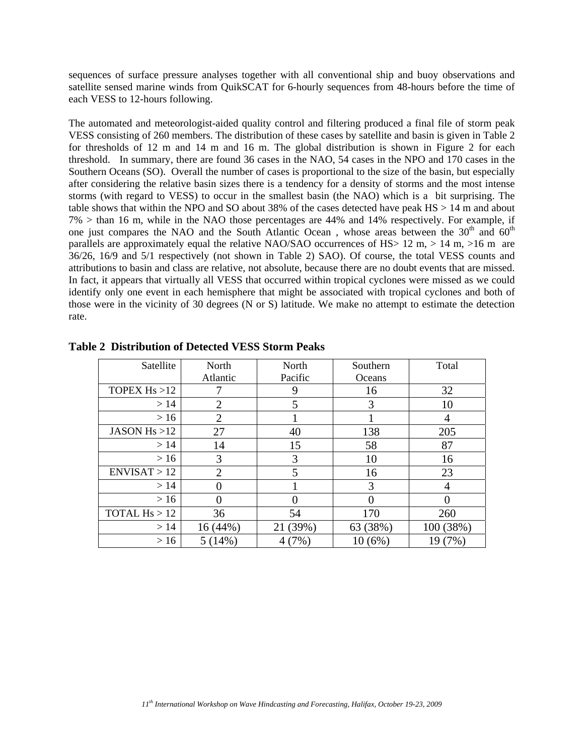sequences of surface pressure analyses together with all conventional ship and buoy observations and satellite sensed marine winds from QuikSCAT for 6-hourly sequences from 48-hours before the time of each VESS to 12-hours following.

The automated and meteorologist-aided quality control and filtering produced a final file of storm peak VESS consisting of 260 members. The distribution of these cases by satellite and basin is given in Table 2 for thresholds of 12 m and 14 m and 16 m. The global distribution is shown in Figure 2 for each threshold. In summary, there are found 36 cases in the NAO, 54 cases in the NPO and 170 cases in the Southern Oceans (SO). Overall the number of cases is proportional to the size of the basin, but especially after considering the relative basin sizes there is a tendency for a density of storms and the most intense storms (with regard to VESS) to occur in the smallest basin (the NAO) which is a bit surprising. The table shows that within the NPO and SO about 38% of the cases detected have peak HS > 14 m and about 7% > than 16 m, while in the NAO those percentages are 44% and 14% respectively. For example, if one just compares the NAO and the South Atlantic Ocean , whose areas between the 30th and 60th parallels are approximately equal the relative NAO/SAO occurrences of HS> 12 m, > 14 m, >16 m are 36/26, 16/9 and 5/1 respectively (not shown in Table 2) SAO). Of course, the total VESS counts and attributions to basin and class are relative, not absolute, because there are no doubt events that are missed. In fact, it appears that virtually all VESS that occurred within tropical cyclones were missed as we could identify only one event in each hemisphere that might be associated with tropical cyclones and both of those were in the vicinity of 30 degrees (N or S) latitude. We make no attempt to estimate the detection rate.

**Table 2 Distribution of Detected VESS Storm Peaks**

| Satellite | North Atlantic | North Pacific | Southern Oceans | Total |
|---|---|---|---|---|
| TOPEX Hs >12 | 7 | 9 | 16 | 32 |
| > 14 | 2 | 5 | 3 | 10 |
| > 16 | 2 | 1 | 1 | 4 |
| JASON Hs >12 | 27 | 40 | 138 | 205 |
| > 14 | 14 | 15 | 58 | 87 |
| > 16 | 3 | 3 | 10 | 16 |
| ENVISAT > 12 | 2 | 5 | 16 | 23 |
| > 14 | 0 | 1 | 3 | 4 |
| > 16 | 0 | 0 | 0 | 0 |
| TOTAL Hs > 12 | 36 | 54 | 170 | 260 |
| > 14 | 16 (44%) | 21 (39%) | 63 (38%) | 100 (38%) |
| > 16 | 5 (14%) | 4 (7%) | 10 (6%) | 19 (7%) |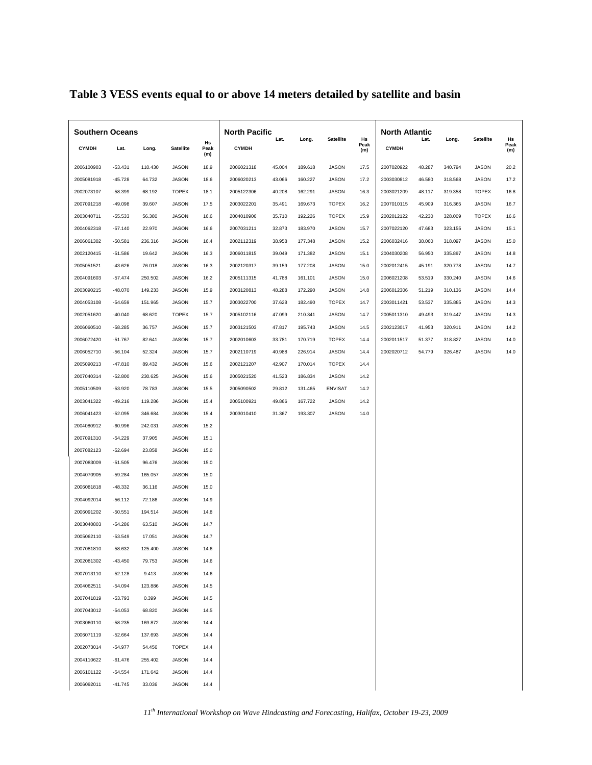# Table 3 VESS events equal to or above 14 meters detailed by satellite and basin

| Southern Oceans | | | | | North Pacific | | | | | North Atlantic | | | | |
|---|---|---|---|---|---|---|---|---|---|---|---|---|---|---|
| CYMDH | Lat. | Long. | Satellite | Hs Peak (m) | CYMDH | Lat. | Long. | Satellite | Hs Peak (m) | CYMDH | Lat. | Long. | Satellite | Hs Peak (m) |
| 2006100903 | -53.431 | 110.430 | JASON | 18.9 | 2006021318 | 45.004 | 189.618 | JASON | 17.5 | 2007020922 | 48.287 | 340.794 | JASON | 20.2 |
| 2005081918 | -45.728 | 64.732 | JASON | 18.6 | 2006020213 | 43.066 | 160.227 | JASON | 17.2 | 2003030812 | 46.580 | 318.568 | JASON | 17.2 |
| 2002073107 | -58.399 | 68.192 | TOPEX | 18.1 | 2005122306 | 40.208 | 162.291 | JASON | 16.3 | 2003021209 | 48.117 | 319.358 | TOPEX | 16.8 |
| 2007091218 | -49.098 | 39.607 | JASON | 17.5 | 2003022201 | 35.491 | 169.673 | TOPEX | 16.2 | 2007010115 | 45.909 | 316.365 | JASON | 16.7 |
| 2003040711 | -55.533 | 56.380 | JASON | 16.6 | 2004010906 | 35.710 | 192.226 | TOPEX | 15.9 | 2002012122 | 42.230 | 328.009 | TOPEX | 16.6 |
| 2004062318 | -57.140 | 22.970 | JASON | 16.6 | 2007031211 | 32.873 | 183.970 | JASON | 15.7 | 2007022120 | 47.683 | 323.155 | JASON | 15.1 |
| 2006061302 | -50.581 | 236.316 | JASON | 16.4 | 2002112319 | 38.958 | 177.348 | JASON | 15.2 | 2006032416 | 38.060 | 318.097 | JASON | 15.0 |
| 2002120415 | -51.586 | 19.642 | JASON | 16.3 | 2006011815 | 39.049 | 171.382 | JASON | 15.1 | 2004030208 | 56.950 | 335.897 | JASON | 14.8 |
| 2005051521 | -43.626 | 76.018 | JASON | 16.3 | 2002120317 | 39.159 | 177.208 | JASON | 15.0 | 2002012415 | 45.191 | 320.778 | JASON | 14.7 |
| 2004091603 | -57.474 | 250.502 | JASON | 16.2 | 2005111315 | 41.788 | 161.101 | JASON | 15.0 | 2006021208 | 53.519 | 330.240 | JASON | 14.6 |
| 2003090215 | -48.070 | 149.233 | JASON | 15.9 | 2003120813 | 48.288 | 172.290 | JASON | 14.8 | 2006012306 | 51.219 | 310.136 | JASON | 14.4 |
| 2004053108 | -54.659 | 151.965 | JASON | 15.7 | 2003022700 | 37.628 | 182.490 | TOPEX | 14.7 | 2003011421 | 53.537 | 335.885 | JASON | 14.3 |
| 2002051620 | -40.040 | 68.620 | TOPEX | 15.7 | 2005102116 | 47.099 | 210.341 | JASON | 14.7 | 2005011310 | 49.493 | 319.447 | JASON | 14.3 |
| 2006060510 | -58.285 | 36.757 | JASON | 15.7 | 2003121503 | 47.817 | 195.743 | JASON | 14.5 | 2002123017 | 41.953 | 320.911 | JASON | 14.2 |
| 2006072420 | -51.767 | 82.641 | JASON | 15.7 | 2002010603 | 33.781 | 170.719 | TOPEX | 14.4 | 2002011517 | 51.377 | 318.827 | JASON | 14.0 |
| 2006052710 | -56.104 | 52.324 | JASON | 15.7 | 2002110719 | 40.988 | 226.914 | JASON | 14.4 | 2002020712 | 54.779 | 326.487 | JASON | 14.0 |
| 2005090213 | -47.810 | 89.432 | JASON | 15.6 | 2002121207 | 42.907 | 170.014 | TOPEX | 14.4 | | | | | |
| 2007040314 | -52.800 | 230.625 | JASON | 15.6 | 2005021520 | 41.523 | 186.834 | JASON | 14.2 | | | | | |
| 2005110509 | -53.920 | 78.783 | JASON | 15.5 | 2005090502 | 29.812 | 131.465 | ENVISAT | 14.2 | | | | | |
| 2003041322 | -49.216 | 119.286 | JASON | 15.4 | 2005100921 | 49.866 | 167.722 | JASON | 14.2 | | | | | |
| 2006041423 | -52.095 | 346.684 | JASON | 15.4 | 2003010410 | 31.367 | 193.307 | JASON | 14.0 | | | | | |
| 2004080912 | -60.996 | 242.031 | JASON | 15.2 | | | | | | | | | | |
| 2007091310 | -54.229 | 37.905 | JASON | 15.1 | | | | | | | | | | |
| 2007082123 | -52.694 | 23.858 | JASON | 15.0 | | | | | | | | | | |
| 2007083009 | -51.505 | 96.476 | JASON | 15.0 | | | | | | | | | | |
| 2004070905 | -59.284 | 165.057 | JASON | 15.0 | | | | | | | | | | |
| 2006081818 | -48.332 | 36.116 | JASON | 15.0 | | | | | | | | | | |
| 2004092014 | -56.112 | 72.186 | JASON | 14.9 | | | | | | | | | | |
| 2006091202 | -50.551 | 194.514 | JASON | 14.8 | | | | | | | | | | |
| 2003040803 | -54.286 | 63.510 | JASON | 14.7 | | | | | | | | | | |
| 2005062110 | -53.549 | 17.051 | JASON | 14.7 | | | | | | | | | | |
| 2007081810 | -58.632 | 125.400 | JASON | 14.6 | | | | | | | | | | |
| 2002081302 | -43.450 | 79.753 | JASON | 14.6 | | | | | | | | | | |
| 2007013110 | -52.128 | 9.413 | JASON | 14.6 | | | | | | | | | | |
| 2004062511 | -54.094 | 123.886 | JASON | 14.5 | | | | | | | | | | |
| 2007041819 | -53.793 | 0.399 | JASON | 14.5 | | | | | | | | | | |
| 2007043012 | -54.053 | 68.820 | JASON | 14.5 | | | | | | | | | | |
| 2003060110 | -58.235 | 169.872 | JASON | 14.4 | | | | | | | | | | |
| 2006071119 | -52.664 | 137.693 | JASON | 14.4 | | | | | | | | | | |
| 2002073014 | -54.977 | 54.456 | TOPEX | 14.4 | | | | | | | | | | |
| 2004110622 | -61.476 | 255.402 | JASON | 14.4 | | | | | | | | | | |
| 2006101122 | -54.554 | 171.642 | JASON | 14.4 | | | | | | | | | | |
| 2006092011 | -41.745 | 33.036 | JASON | 14.4 | | | | | | | | | | |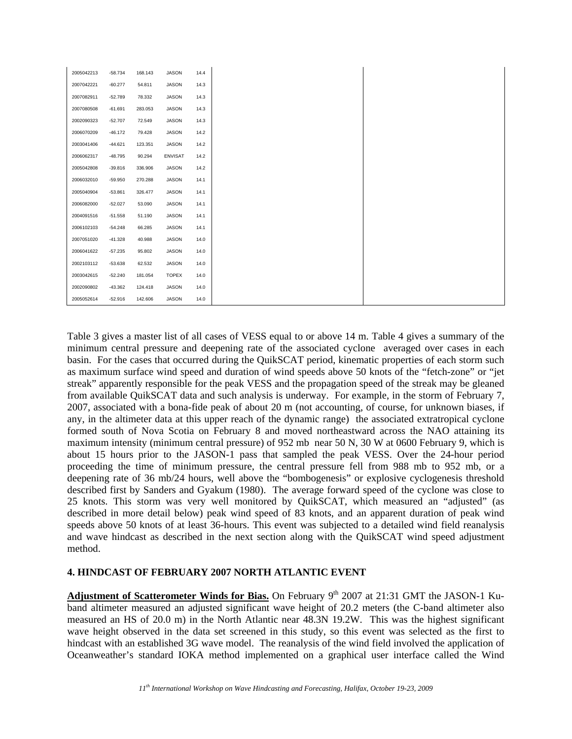| | | | | | | |
|---|---|---|---|---|---|---|
| 2005042213 | -58.734 | 168.143 | JASON | 14.4 | | |
| 2007042221 | -60.277 | 54.811 | JASON | 14.3 | | |
| 2007082911 | -52.789 | 78.332 | JASON | 14.3 | | |
| 2007080508 | -61.691 | 283.053 | JASON | 14.3 | | |
| 2002090323 | -52.707 | 72.549 | JASON | 14.3 | | |
| 2006070209 | -46.172 | 79.428 | JASON | 14.2 | | |
| 2003041406 | -44.621 | 123.351 | JASON | 14.2 | | |
| 2006062317 | -48.795 | 90.294 | ENVISAT | 14.2 | | |
| 2005042808 | -39.816 | 336.906 | JASON | 14.2 | | |
| 2006032010 | -59.950 | 270.288 | JASON | 14.1 | | |
| 2005040904 | -53.861 | 326.477 | JASON | 14.1 | | |
| 2006082000 | -52.027 | 53.090 | JASON | 14.1 | | |
| 2004091516 | -51.558 | 51.190 | JASON | 14.1 | | |
| 2006102103 | -54.248 | 66.285 | JASON | 14.1 | | |
| 2007051020 | -41.328 | 40.988 | JASON | 14.0 | | |
| 2006041622 | -57.235 | 95.802 | JASON | 14.0 | | |
| 2002103112 | -53.638 | 62.532 | JASON | 14.0 | | |
| 2003042615 | -52.240 | 181.054 | TOPEX | 14.0 | | |
| 2002090802 | -43.362 | 124.418 | JASON | 14.0 | | |
| 2005052614 | -52.916 | 142.606 | JASON | 14.0 | | |

Table 3 gives a master list of all cases of VESS equal to or above 14 m. Table 4 gives a summary of the minimum central pressure and deepening rate of the associated cyclone averaged over cases in each basin. For the cases that occurred during the QuikSCAT period, kinematic properties of each storm such as maximum surface wind speed and duration of wind speeds above 50 knots of the "fetch-zone" or "jet streak" apparently responsible for the peak VESS and the propagation speed of the streak may be gleaned from available QuikSCAT data and such analysis is underway. For example, in the storm of February 7, 2007, associated with a bona-fide peak of about 20 m (not accounting, of course, for unknown biases, if any, in the altimeter data at this upper reach of the dynamic range) the associated extratropical cyclone formed south of Nova Scotia on February 8 and moved northeastward across the NAO attaining its maximum intensity (minimum central pressure) of 952 mb near 50 N, 30 W at 0600 February 9, which is about 15 hours prior to the JASON-1 pass that sampled the peak VESS. Over the 24-hour period proceeding the time of minimum pressure, the central pressure fell from 988 mb to 952 mb, or a deepening rate of 36 mb/24 hours, well above the "bombogenesis" or explosive cyclogenesis threshold described first by Sanders and Gyakum (1980). The average forward speed of the cyclone was close to 25 knots. This storm was very well monitored by QuikSCAT, which measured an "adjusted" (as described in more detail below) peak wind speed of 83 knots, and an apparent duration of peak wind speeds above 50 knots of at least 36-hours. This event was subjected to a detailed wind field reanalysis and wave hindcast as described in the next section along with the QuikSCAT wind speed adjustment method.

## 4. HINDCAST OF FEBRUARY 2007 NORTH ATLANTIC EVENT

**Adjustment of Scatterometer Winds for Bias.** On February 9th 2007 at 21:31 GMT the JASON-1 Ku-band altimeter measured an adjusted significant wave height of 20.2 meters (the C-band altimeter also measured an HS of 20.0 m) in the North Atlantic near 48.3N 19.2W. This was the highest significant wave height observed in the data set screened in this study, so this event was selected as the first to hindcast with an established 3G wave model. The reanalysis of the wind field involved the application of Oceanweather's standard IOKA method implemented on a graphical user interface called the Wind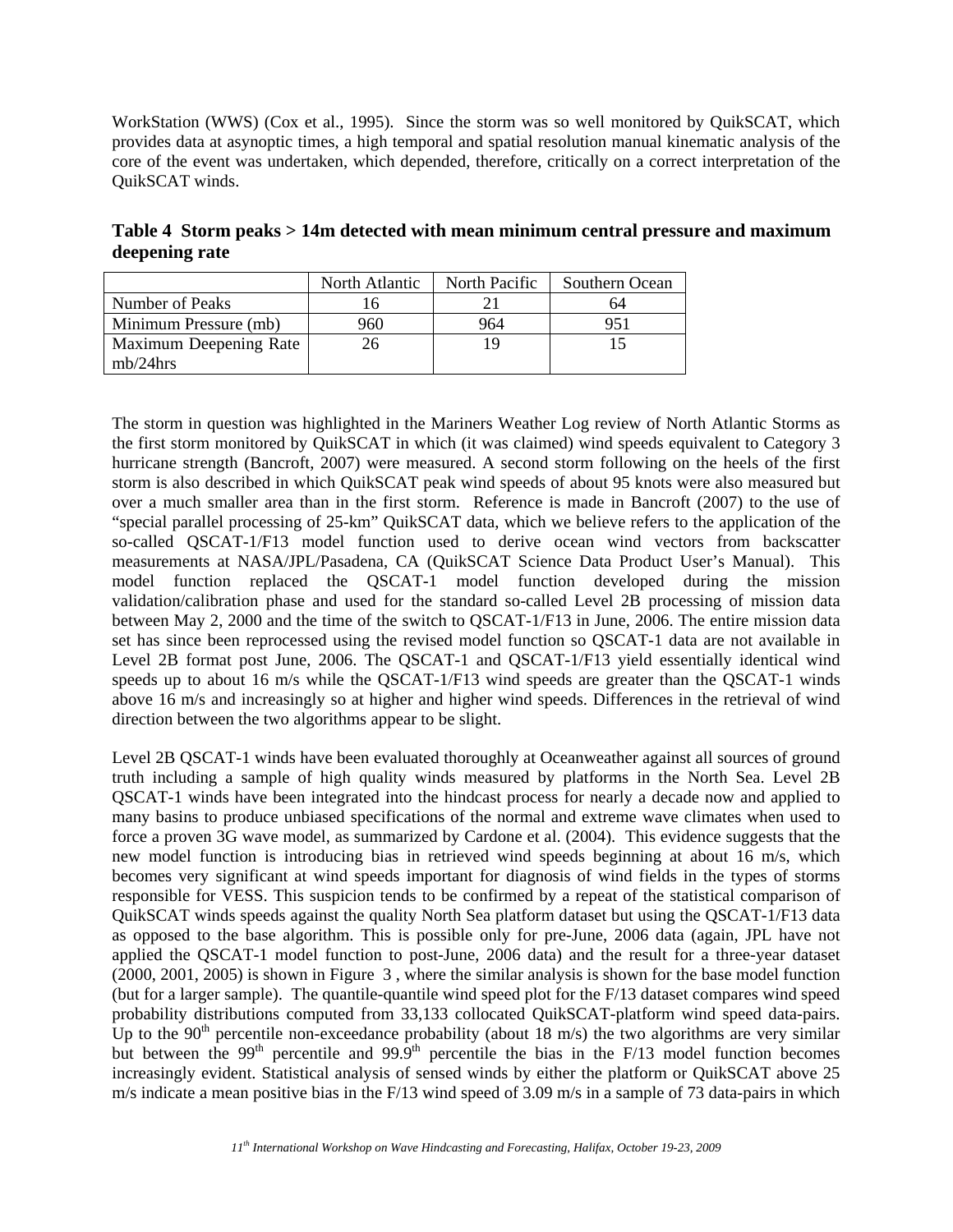WorkStation (WWS) (Cox et al., 1995). Since the storm was so well monitored by QuikSCAT, which provides data at asynoptic times, a high temporal and spatial resolution manual kinematic analysis of the core of the event was undertaken, which depended, therefore, critically on a correct interpretation of the QuikSCAT winds.

**Table 4 Storm peaks > 14m detected with mean minimum central pressure and maximum deepening rate**

| | North Atlantic | North Pacific | Southern Ocean |
|---|---|---|---|
| Number of Peaks | 16 | 21 | 64 |
| Minimum Pressure (mb) | 960 | 964 | 951 |
| Maximum Deepening Rate mb/24hrs | 26 | 19 | 15 |

The storm in question was highlighted in the Mariners Weather Log review of North Atlantic Storms as the first storm monitored by QuikSCAT in which (it was claimed) wind speeds equivalent to Category 3 hurricane strength (Bancroft, 2007) were measured. A second storm following on the heels of the first storm is also described in which QuikSCAT peak wind speeds of about 95 knots were also measured but over a much smaller area than in the first storm. Reference is made in Bancroft (2007) to the use of "special parallel processing of 25-km" QuikSCAT data, which we believe refers to the application of the so-called QSCAT-1/F13 model function used to derive ocean wind vectors from backscatter measurements at NASA/JPL/Pasadena, CA (QuikSCAT Science Data Product User's Manual). This model function replaced the QSCAT-1 model function developed during the mission validation/calibration phase and used for the standard so-called Level 2B processing of mission data between May 2, 2000 and the time of the switch to QSCAT-1/F13 in June, 2006. The entire mission data set has since been reprocessed using the revised model function so QSCAT-1 data are not available in Level 2B format post June, 2006. The QSCAT-1 and QSCAT-1/F13 yield essentially identical wind speeds up to about 16 m/s while the QSCAT-1/F13 wind speeds are greater than the QSCAT-1 winds above 16 m/s and increasingly so at higher and higher wind speeds. Differences in the retrieval of wind direction between the two algorithms appear to be slight.

Level 2B QSCAT-1 winds have been evaluated thoroughly at Oceanweather against all sources of ground truth including a sample of high quality winds measured by platforms in the North Sea. Level 2B QSCAT-1 winds have been integrated into the hindcast process for nearly a decade now and applied to many basins to produce unbiased specifications of the normal and extreme wave climates when used to force a proven 3G wave model, as summarized by Cardone et al. (2004). This evidence suggests that the new model function is introducing bias in retrieved wind speeds beginning at about 16 m/s, which becomes very significant at wind speeds important for diagnosis of wind fields in the types of storms responsible for VESS. This suspicion tends to be confirmed by a repeat of the statistical comparison of QuikSCAT winds speeds against the quality North Sea platform dataset but using the QSCAT-1/F13 data as opposed to the base algorithm. This is possible only for pre-June, 2006 data (again, JPL have not applied the QSCAT-1 model function to post-June, 2006 data) and the result for a three-year dataset (2000, 2001, 2005) is shown in Figure 3 , where the similar analysis is shown for the base model function (but for a larger sample). The quantile-quantile wind speed plot for the F/13 dataset compares wind speed probability distributions computed from 33,133 collocated QuikSCAT-platform wind speed data-pairs. Up to the 90$^{th}$ percentile non-exceedance probability (about 18 m/s) the two algorithms are very similar but between the 99$^{th}$ percentile and 99.9$^{th}$ percentile the bias in the F/13 model function becomes increasingly evident. Statistical analysis of sensed winds by either the platform or QuikSCAT above 25 m/s indicate a mean positive bias in the F/13 wind speed of 3.09 m/s in a sample of 73 data-pairs in which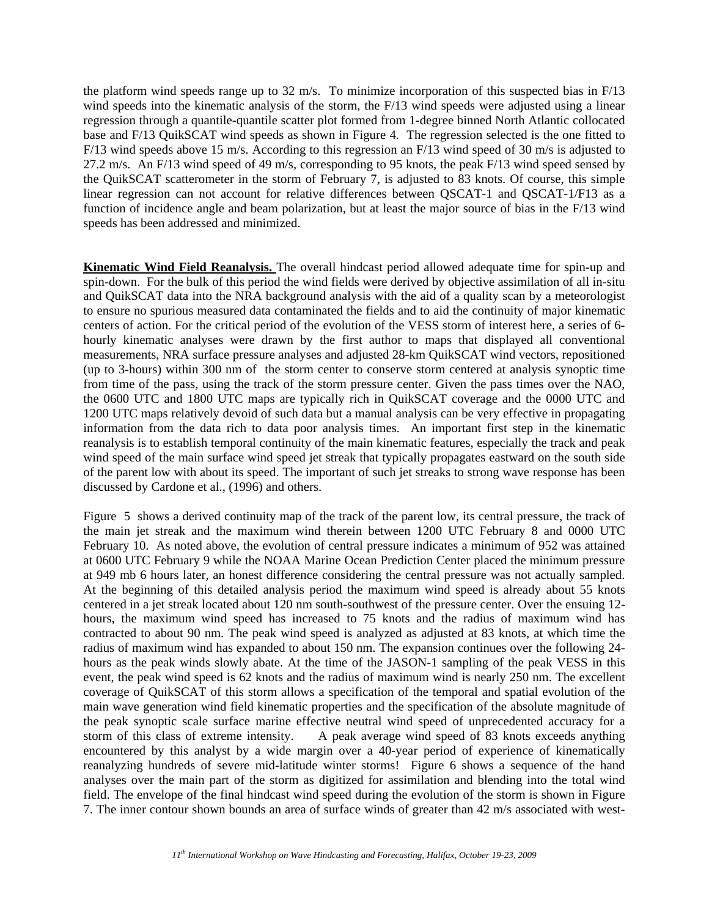the platform wind speeds range up to 32 m/s. To minimize incorporation of this suspected bias in F/13 wind speeds into the kinematic analysis of the storm, the F/13 wind speeds were adjusted using a linear regression through a quantile-quantile scatter plot formed from 1-degree binned North Atlantic collocated base and F/13 QuikSCAT wind speeds as shown in Figure 4. The regression selected is the one fitted to F/13 wind speeds above 15 m/s. According to this regression an F/13 wind speed of 30 m/s is adjusted to 27.2 m/s. An F/13 wind speed of 49 m/s, corresponding to 95 knots, the peak F/13 wind speed sensed by the QuikSCAT scatterometer in the storm of February 7, is adjusted to 83 knots. Of course, this simple linear regression can not account for relative differences between QSCAT-1 and QSCAT-1/F13 as a function of incidence angle and beam polarization, but at least the major source of bias in the F/13 wind speeds has been addressed and minimized.

**Kinematic Wind Field Reanalysis.** The overall hindcast period allowed adequate time for spin-up and spin-down. For the bulk of this period the wind fields were derived by objective assimilation of all in-situ and QuikSCAT data into the NRA background analysis with the aid of a quality scan by a meteorologist to ensure no spurious measured data contaminated the fields and to aid the continuity of major kinematic centers of action. For the critical period of the evolution of the VESS storm of interest here, a series of 6-hourly kinematic analyses were drawn by the first author to maps that displayed all conventional measurements, NRA surface pressure analyses and adjusted 28-km QuikSCAT wind vectors, repositioned (up to 3-hours) within 300 nm of the storm center to conserve storm centered at analysis synoptic time from time of the pass, using the track of the storm pressure center. Given the pass times over the NAO, the 0600 UTC and 1800 UTC maps are typically rich in QuikSCAT coverage and the 0000 UTC and 1200 UTC maps relatively devoid of such data but a manual analysis can be very effective in propagating information from the data rich to data poor analysis times. An important first step in the kinematic reanalysis is to establish temporal continuity of the main kinematic features, especially the track and peak wind speed of the main surface wind speed jet streak that typically propagates eastward on the south side of the parent low with about its speed. The important of such jet streaks to strong wave response has been discussed by Cardone et al., (1996) and others.

Figure 5 shows a derived continuity map of the track of the parent low, its central pressure, the track of the main jet streak and the maximum wind therein between 1200 UTC February 8 and 0000 UTC February 10. As noted above, the evolution of central pressure indicates a minimum of 952 was attained at 0600 UTC February 9 while the NOAA Marine Ocean Prediction Center placed the minimum pressure at 949 mb 6 hours later, an honest difference considering the central pressure was not actually sampled. At the beginning of this detailed analysis period the maximum wind speed is already about 55 knots centered in a jet streak located about 120 nm south-southwest of the pressure center. Over the ensuing 12-hours, the maximum wind speed has increased to 75 knots and the radius of maximum wind has contracted to about 90 nm. The peak wind speed is analyzed as adjusted at 83 knots, at which time the radius of maximum wind has expanded to about 150 nm. The expansion continues over the following 24-hours as the peak winds slowly abate. At the time of the JASON-1 sampling of the peak VESS in this event, the peak wind speed is 62 knots and the radius of maximum wind is nearly 250 nm. The excellent coverage of QuikSCAT of this storm allows a specification of the temporal and spatial evolution of the main wave generation wind field kinematic properties and the specification of the absolute magnitude of the peak synoptic scale surface marine effective neutral wind speed of unprecedented accuracy for a storm of this class of extreme intensity. A peak average wind speed of 83 knots exceeds anything encountered by this analyst by a wide margin over a 40-year period of experience of kinematically reanalyzing hundreds of severe mid-latitude winter storms! Figure 6 shows a sequence of the hand analyses over the main part of the storm as digitized for assimilation and blending into the total wind field. The envelope of the final hindcast wind speed during the evolution of the storm is shown in Figure 7. The inner contour shown bounds an area of surface winds of greater than 42 m/s associated with west-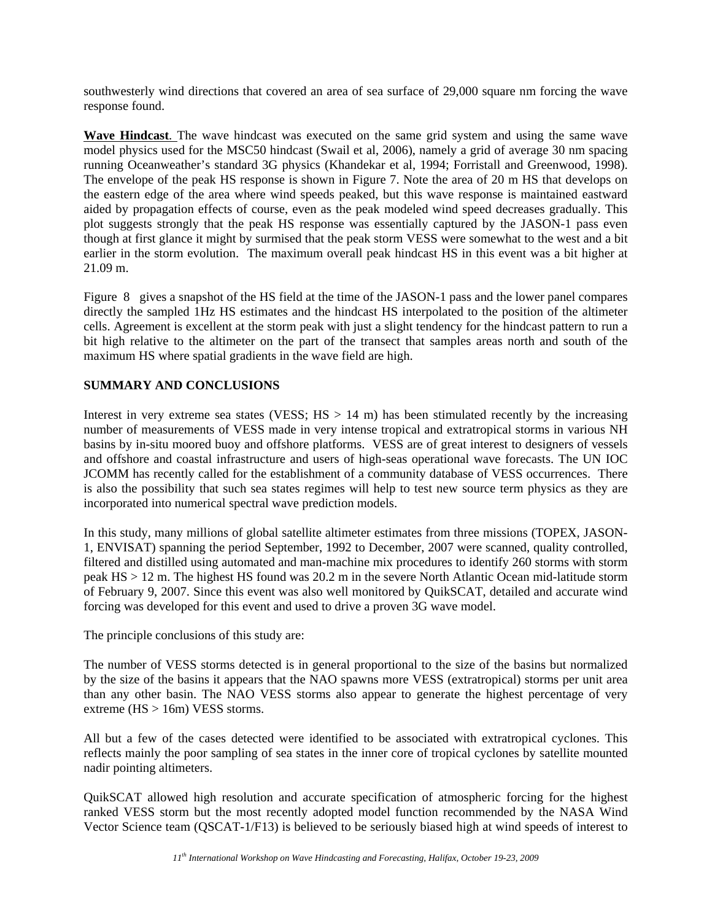southwesterly wind directions that covered an area of sea surface of 29,000 square nm forcing the wave response found.

**Wave Hindcast**. The wave hindcast was executed on the same grid system and using the same wave model physics used for the MSC50 hindcast (Swail et al, 2006), namely a grid of average 30 nm spacing running Oceanweather's standard 3G physics (Khandekar et al, 1994; Forristall and Greenwood, 1998). The envelope of the peak HS response is shown in Figure 7. Note the area of 20 m HS that develops on the eastern edge of the area where wind speeds peaked, but this wave response is maintained eastward aided by propagation effects of course, even as the peak modeled wind speed decreases gradually. This plot suggests strongly that the peak HS response was essentially captured by the JASON-1 pass even though at first glance it might by surmised that the peak storm VESS were somewhat to the west and a bit earlier in the storm evolution. The maximum overall peak hindcast HS in this event was a bit higher at 21.09 m.

Figure 8 gives a snapshot of the HS field at the time of the JASON-1 pass and the lower panel compares directly the sampled 1Hz HS estimates and the hindcast HS interpolated to the position of the altimeter cells. Agreement is excellent at the storm peak with just a slight tendency for the hindcast pattern to run a bit high relative to the altimeter on the part of the transect that samples areas north and south of the maximum HS where spatial gradients in the wave field are high.

## SUMMARY AND CONCLUSIONS

Interest in very extreme sea states (VESS; HS > 14 m) has been stimulated recently by the increasing number of measurements of VESS made in very intense tropical and extratropical storms in various NH basins by in-situ moored buoy and offshore platforms. VESS are of great interest to designers of vessels and offshore and coastal infrastructure and users of high-seas operational wave forecasts. The UN IOC JCOMM has recently called for the establishment of a community database of VESS occurrences. There is also the possibility that such sea states regimes will help to test new source term physics as they are incorporated into numerical spectral wave prediction models.

In this study, many millions of global satellite altimeter estimates from three missions (TOPEX, JASON-1, ENVISAT) spanning the period September, 1992 to December, 2007 were scanned, quality controlled, filtered and distilled using automated and man-machine mix procedures to identify 260 storms with storm peak HS > 12 m. The highest HS found was 20.2 m in the severe North Atlantic Ocean mid-latitude storm of February 9, 2007. Since this event was also well monitored by QuikSCAT, detailed and accurate wind forcing was developed for this event and used to drive a proven 3G wave model.

The principle conclusions of this study are:

The number of VESS storms detected is in general proportional to the size of the basins but normalized by the size of the basins it appears that the NAO spawns more VESS (extratropical) storms per unit area than any other basin. The NAO VESS storms also appear to generate the highest percentage of very extreme (HS > 16m) VESS storms.

All but a few of the cases detected were identified to be associated with extratropical cyclones. This reflects mainly the poor sampling of sea states in the inner core of tropical cyclones by satellite mounted nadir pointing altimeters.

QuikSCAT allowed high resolution and accurate specification of atmospheric forcing for the highest ranked VESS storm but the most recently adopted model function recommended by the NASA Wind Vector Science team (QSCAT-1/F13) is believed to be seriously biased high at wind speeds of interest to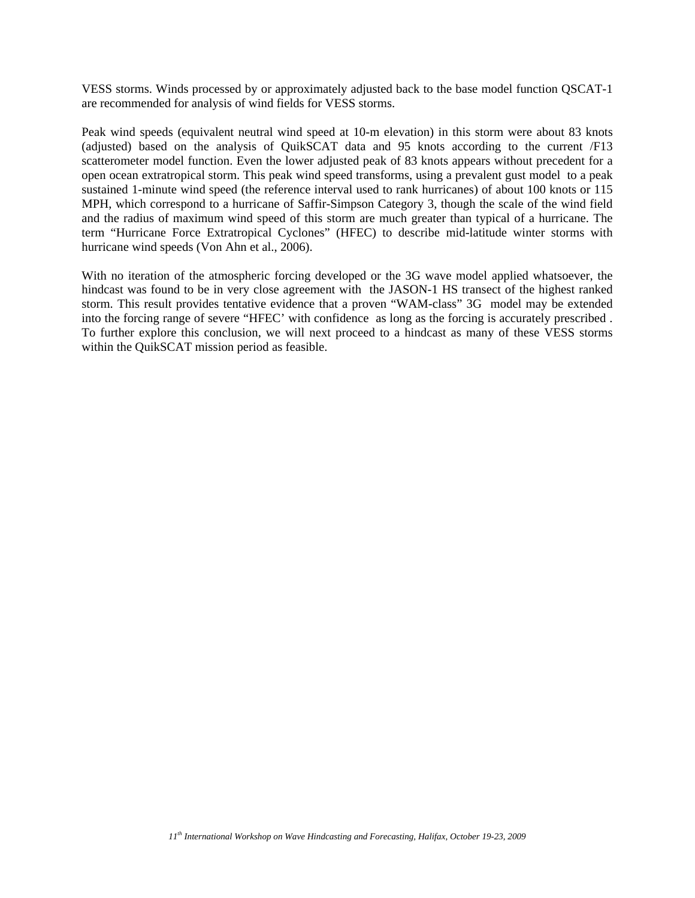VESS storms. Winds processed by or approximately adjusted back to the base model function QSCAT-1 are recommended for analysis of wind fields for VESS storms.

Peak wind speeds (equivalent neutral wind speed at 10-m elevation) in this storm were about 83 knots (adjusted) based on the analysis of QuikSCAT data and 95 knots according to the current /F13 scatterometer model function. Even the lower adjusted peak of 83 knots appears without precedent for a open ocean extratropical storm. This peak wind speed transforms, using a prevalent gust model to a peak sustained 1-minute wind speed (the reference interval used to rank hurricanes) of about 100 knots or 115 MPH, which correspond to a hurricane of Saffir-Simpson Category 3, though the scale of the wind field and the radius of maximum wind speed of this storm are much greater than typical of a hurricane. The term "Hurricane Force Extratropical Cyclones" (HFEC) to describe mid-latitude winter storms with hurricane wind speeds (Von Ahn et al., 2006).

With no iteration of the atmospheric forcing developed or the 3G wave model applied whatsoever, the hindcast was found to be in very close agreement with the JASON-1 HS transect of the highest ranked storm. This result provides tentative evidence that a proven "WAM-class" 3G model may be extended into the forcing range of severe "HFEC' with confidence as long as the forcing is accurately prescribed . To further explore this conclusion, we will next proceed to a hindcast as many of these VESS storms within the QuikSCAT mission period as feasible.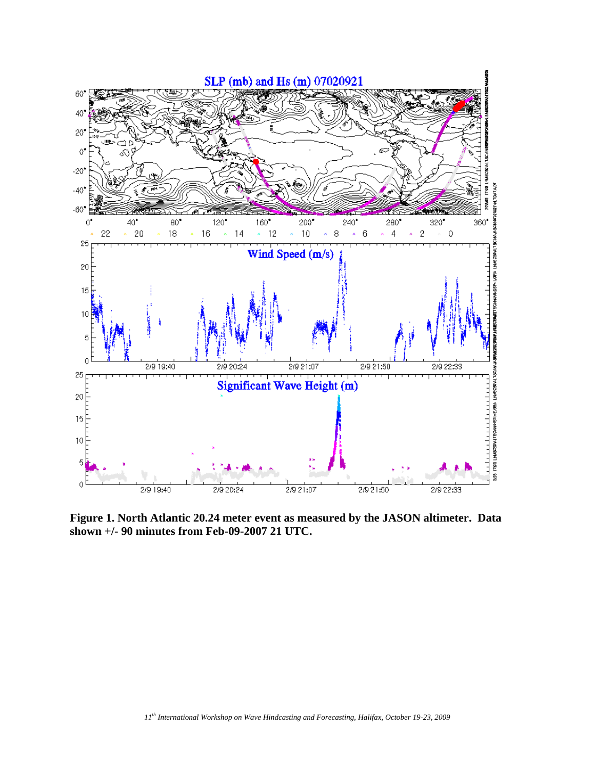**Figure 1. North Atlantic 20.24 meter event as measured by the JASON altimeter. Data shown +/- 90 minutes from Feb-09-2007 21 UTC.**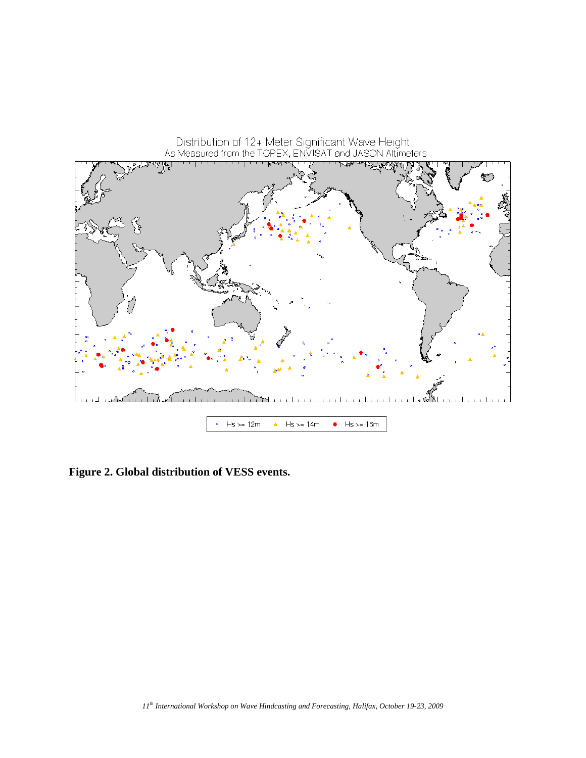Distribution of 12+ Meter Significant Wave Height
As Measured from the TOPEX, ENVISAT and JASON Altimeters

Hs >= 12m   Hs >= 14m   Hs >= 16m

**Figure 2. Global distribution of VESS events.**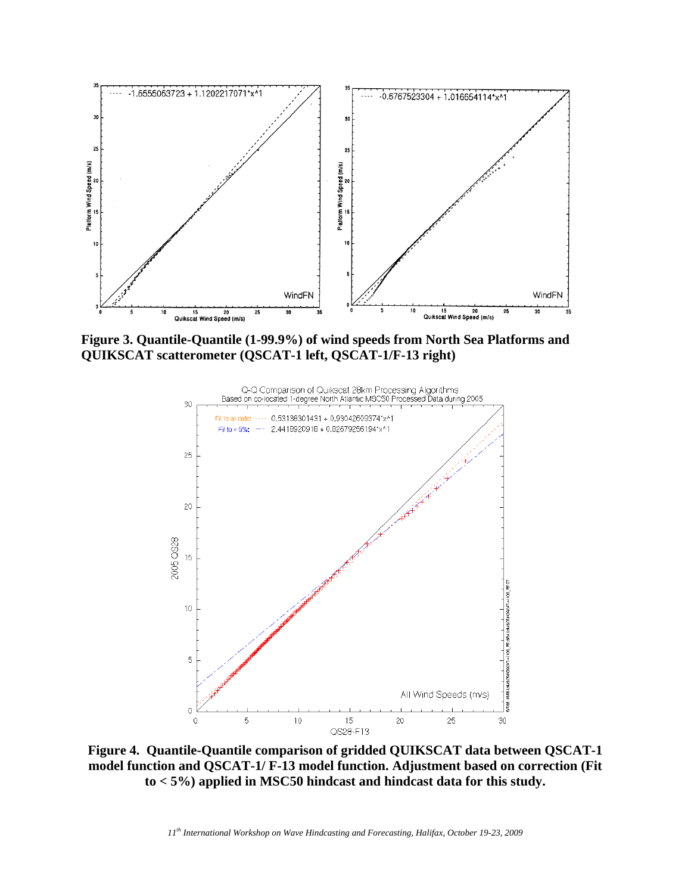**Figure 3. Quantile-Quantile (1-99.9%) of wind speeds from North Sea Platforms and QUIKSCAT scatterometer (QSCAT-1 left, QSCAT-1/F-13 right)**

**Figure 4. Quantile-Quantile comparison of gridded QUIKSCAT data between QSCAT-1 model function and QSCAT-1/ F-13 model function. Adjustment based on correction (Fit to < 5%) applied in MSC50 hindcast and hindcast data for this study.**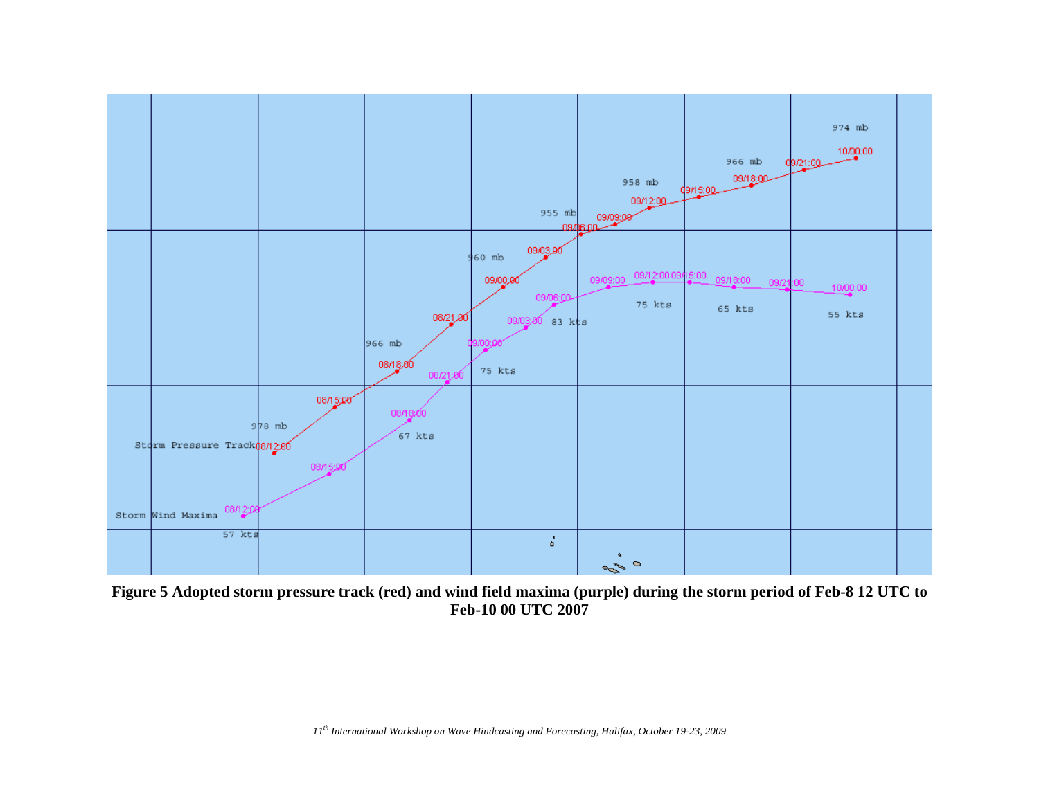**Figure 5 Adopted storm pressure track (red) and wind field maxima (purple) during the storm period of Feb-8 12 UTC to Feb-10 00 UTC 2007**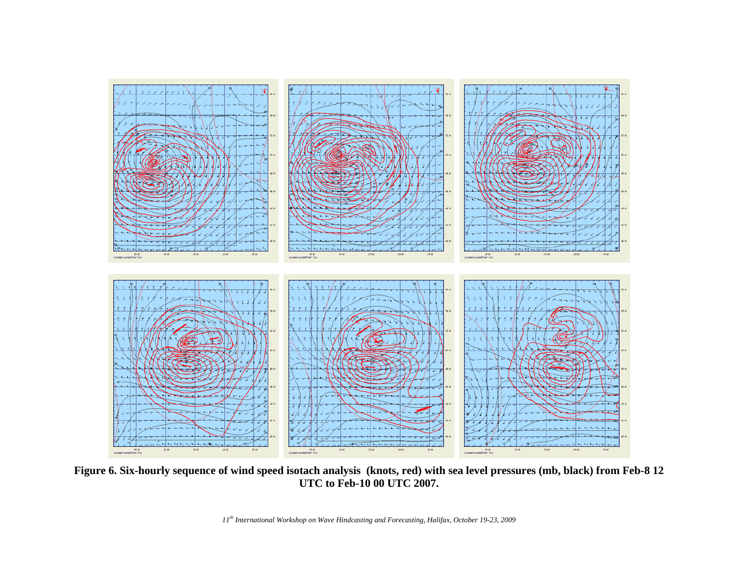**Figure 6. Six-hourly sequence of wind speed isotach analysis (knots, red) with sea level pressures (mb, black) from Feb-8 12 UTC to Feb-10 00 UTC 2007.**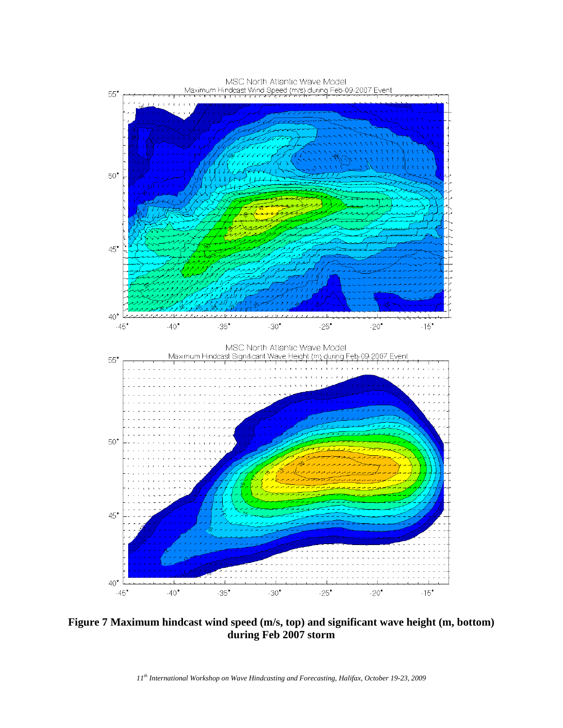**Figure 7 Maximum hindcast wind speed (m/s, top) and significant wave height (m, bottom) during Feb 2007 storm**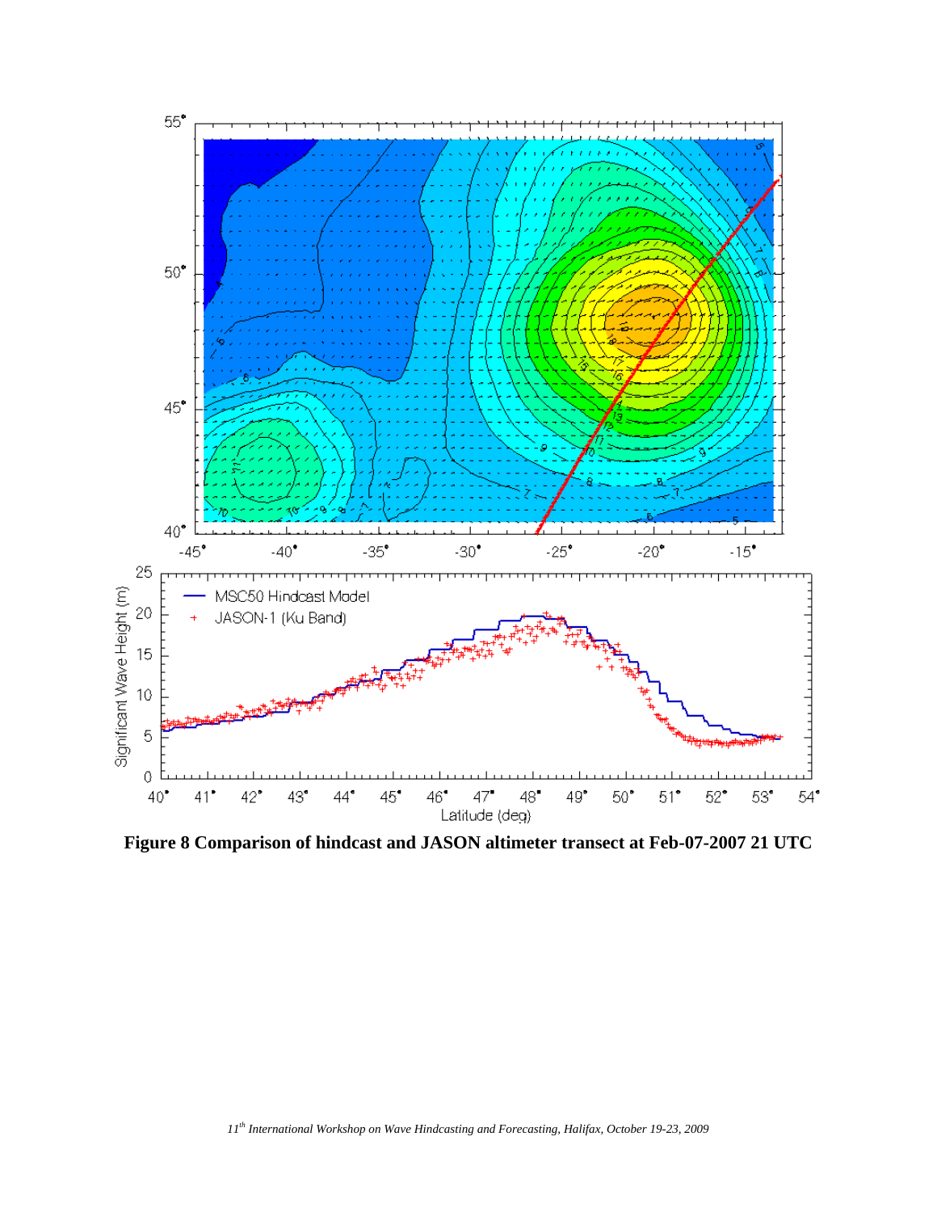**Figure 8 Comparison of hindcast and JASON altimeter transect at Feb-07-2007 21 UTC**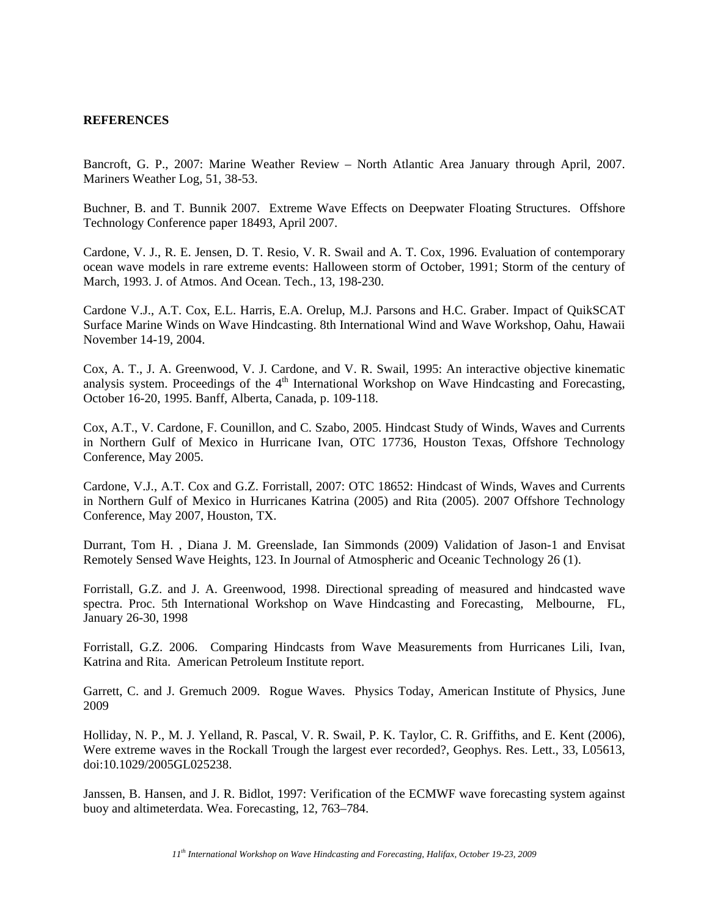**REFERENCES**

Bancroft, G. P., 2007: Marine Weather Review – North Atlantic Area January through April, 2007. Mariners Weather Log, 51, 38-53.

Buchner, B. and T. Bunnik 2007. Extreme Wave Effects on Deepwater Floating Structures. Offshore Technology Conference paper 18493, April 2007.

Cardone, V. J., R. E. Jensen, D. T. Resio, V. R. Swail and A. T. Cox, 1996. Evaluation of contemporary ocean wave models in rare extreme events: Halloween storm of October, 1991; Storm of the century of March, 1993. J. of Atmos. And Ocean. Tech., 13, 198-230.

Cardone V.J., A.T. Cox, E.L. Harris, E.A. Orelup, M.J. Parsons and H.C. Graber. Impact of QuikSCAT Surface Marine Winds on Wave Hindcasting. 8th International Wind and Wave Workshop, Oahu, Hawaii November 14-19, 2004.

Cox, A. T., J. A. Greenwood, V. J. Cardone, and V. R. Swail, 1995: An interactive objective kinematic analysis system. Proceedings of the 4th International Workshop on Wave Hindcasting and Forecasting, October 16-20, 1995. Banff, Alberta, Canada, p. 109-118.

Cox, A.T., V. Cardone, F. Counillon, and C. Szabo, 2005. Hindcast Study of Winds, Waves and Currents in Northern Gulf of Mexico in Hurricane Ivan, OTC 17736, Houston Texas, Offshore Technology Conference, May 2005.

Cardone, V.J., A.T. Cox and G.Z. Forristall, 2007: OTC 18652: Hindcast of Winds, Waves and Currents in Northern Gulf of Mexico in Hurricanes Katrina (2005) and Rita (2005). 2007 Offshore Technology Conference, May 2007, Houston, TX.

Durrant, Tom H. , Diana J. M. Greenslade, Ian Simmonds (2009) Validation of Jason-1 and Envisat Remotely Sensed Wave Heights, 123. In Journal of Atmospheric and Oceanic Technology 26 (1).

Forristall, G.Z. and J. A. Greenwood, 1998. Directional spreading of measured and hindcasted wave spectra. Proc. 5th International Workshop on Wave Hindcasting and Forecasting, Melbourne, FL, January 26-30, 1998

Forristall, G.Z. 2006. Comparing Hindcasts from Wave Measurements from Hurricanes Lili, Ivan, Katrina and Rita. American Petroleum Institute report.

Garrett, C. and J. Gremuch 2009. Rogue Waves. Physics Today, American Institute of Physics, June 2009

Holliday, N. P., M. J. Yelland, R. Pascal, V. R. Swail, P. K. Taylor, C. R. Griffiths, and E. Kent (2006), Were extreme waves in the Rockall Trough the largest ever recorded?, Geophys. Res. Lett., 33, L05613, doi:10.1029/2005GL025238.

Janssen, B. Hansen, and J. R. Bidlot, 1997: Verification of the ECMWF wave forecasting system against buoy and altimeterdata. Wea. Forecasting, 12, 763–784.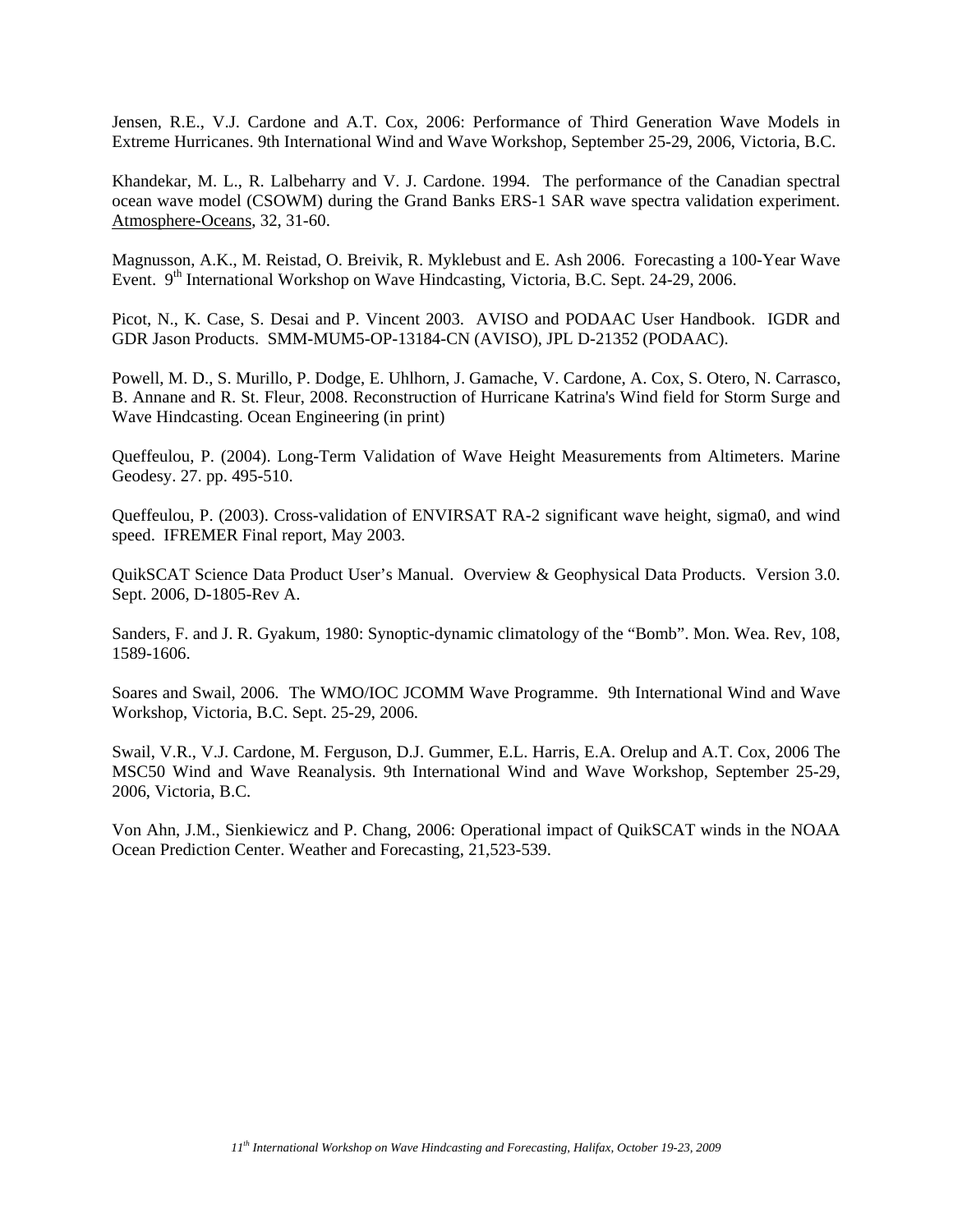Jensen, R.E., V.J. Cardone and A.T. Cox, 2006: Performance of Third Generation Wave Models in Extreme Hurricanes. 9th International Wind and Wave Workshop, September 25-29, 2006, Victoria, B.C.

Khandekar, M. L., R. Lalbeharry and V. J. Cardone. 1994. The performance of the Canadian spectral ocean wave model (CSOWM) during the Grand Banks ERS-1 SAR wave spectra validation experiment. Atmosphere-Oceans, 32, 31-60.

Magnusson, A.K., M. Reistad, O. Breivik, R. Myklebust and E. Ash 2006. Forecasting a 100-Year Wave Event. 9th International Workshop on Wave Hindcasting, Victoria, B.C. Sept. 24-29, 2006.

Picot, N., K. Case, S. Desai and P. Vincent 2003. AVISO and PODAAC User Handbook. IGDR and GDR Jason Products. SMM-MUM5-OP-13184-CN (AVISO), JPL D-21352 (PODAAC).

Powell, M. D., S. Murillo, P. Dodge, E. Uhlhorn, J. Gamache, V. Cardone, A. Cox, S. Otero, N. Carrasco, B. Annane and R. St. Fleur, 2008. Reconstruction of Hurricane Katrina's Wind field for Storm Surge and Wave Hindcasting. Ocean Engineering (in print)

Queffeulou, P. (2004). Long-Term Validation of Wave Height Measurements from Altimeters. Marine Geodesy. 27. pp. 495-510.

Queffeulou, P. (2003). Cross-validation of ENVIRSAT RA-2 significant wave height, sigma0, and wind speed. IFREMER Final report, May 2003.

QuikSCAT Science Data Product User's Manual. Overview & Geophysical Data Products. Version 3.0. Sept. 2006, D-1805-Rev A.

Sanders, F. and J. R. Gyakum, 1980: Synoptic-dynamic climatology of the "Bomb". Mon. Wea. Rev, 108, 1589-1606.

Soares and Swail, 2006. The WMO/IOC JCOMM Wave Programme. 9th International Wind and Wave Workshop, Victoria, B.C. Sept. 25-29, 2006.

Swail, V.R., V.J. Cardone, M. Ferguson, D.J. Gummer, E.L. Harris, E.A. Orelup and A.T. Cox, 2006 The MSC50 Wind and Wave Reanalysis. 9th International Wind and Wave Workshop, September 25-29, 2006, Victoria, B.C.

Von Ahn, J.M., Sienkiewicz and P. Chang, 2006: Operational impact of QuikSCAT winds in the NOAA Ocean Prediction Center. Weather and Forecasting, 21,523-539.